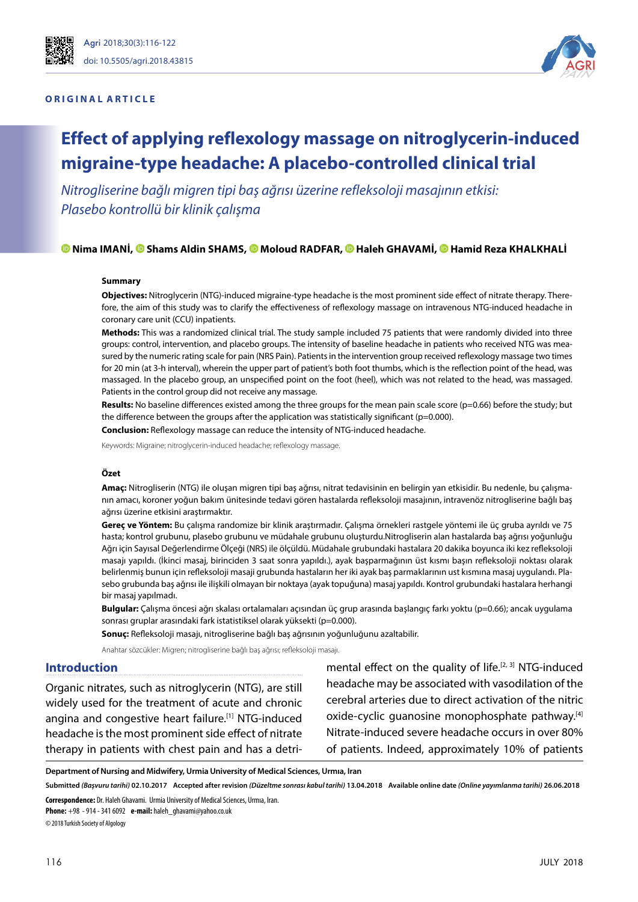ORIGINAL ARTICLE

# Effect of applying reflexology massage on nitroglycerin-induced migraine-type headache: A placebo-controlled clinical trial

*Nitrogliserine bağlı migren tipi baş ağrısı üzerine refleksoloji masajının etkisi: Plasebo kontrollü bir klinik çalışma*

**Nima IMANİ, Shams Aldin SHAMS, Moloud RADFAR, Haleh GHAVAMİ, Hamid Reza KHALKHALİ**

### Summary

**Objectives:** Nitroglycerin (NTG)-induced migraine-type headache is the most prominent side effect of nitrate therapy. Therefore, the aim of this study was to clarify the effectiveness of reflexology massage on intravenous NTG-induced headache in coronary care unit (CCU) inpatients.

**Methods:** This was a randomized clinical trial. The study sample included 75 patients that were randomly divided into three groups: control, intervention, and placebo groups. The intensity of baseline headache in patients who received NTG was measured by the numeric rating scale for pain (NRS Pain). Patients in the intervention group received reflexology massage two times for 20 min (at 3-h interval), wherein the upper part of patient's both foot thumbs, which is the reflection point of the head, was massaged. In the placebo group, an unspecified point on the foot (heel), which was not related to the head, was massaged. Patients in the control group did not receive any massage.

**Results:** No baseline differences existed among the three groups for the mean pain scale score (p=0.66) before the study; but the difference between the groups after the application was statistically significant (p=0.000).

**Conclusion:** Reflexology massage can reduce the intensity of NTG-induced headache.

Keywords: Migraine; nitroglycerin-induced headache; reflexology massage.

### Özet

**Amaç:** Nitrogliserin (NTG) ile oluşan migren tipi baş ağrısı, nitrat tedavisinin en belirgin yan etkisidir. Bu nedenle, bu çalışmanın amacı, koroner yoğun bakım ünitesinde tedavi gören hastalarda refleksoloji masajının, intravenöz nitrogliserine bağlı baş ağrısı üzerine etkisini araştırmaktır.

**Gereç ve Yöntem:** Bu çalışma randomize bir klinik araştırmadır. Çalışma örnekleri rastgele yöntemi ile üç gruba ayrıldı ve 75 hasta; kontrol grubunu, plasebo grubunu ve müdahale grubunu oluşturdu.Nitrogliserin alan hastalarda baş ağrısı yoğunluğu Ağrı için Sayısal Değerlendirme Ölçeği (NRS) ile ölçüldü. Müdahale grubundaki hastalara 20 dakika boyunca iki kez refleksoloji masajı yapıldı. (İkinci masaj, birinciden 3 saat sonra yapıldı.), ayak başparmağının üst kısmı başın refleksoloji noktası olarak belirlenmiş bunun için refleksoloji masaji grubunda hastaların her iki ayak baş parmaklarının ust kısmına masaj uygulandı. Plasebo grubunda baş ağrısı ile ilişkili olmayan bir noktaya (ayak topuğuna) masaj yapıldı. Kontrol grubundaki hastalara herhangi bir masaj yapılmadı.

**Bulgular:** Çalışma öncesi ağrı skalası ortalamaları açısından üç grup arasında başlangıç farkı yoktu (p=0.66); ancak uygulama sonrası gruplar arasındaki fark istatistiksel olarak yüksekti (p=0.000).

**Sonuç:** Refleksoloji masajı, nitrogliserine bağlı baş ağrısının yoğunluğunu azaltabilir.

Anahtar sözcükler: Migren; nitrogliserine bağlı baş ağrısı; refleksoloji masajı.

## Introduction

Organic nitrates, such as nitroglycerin (NTG), are still widely used for the treatment of acute and chronic angina and congestive heart failure.[1] NTG-induced headache is the most prominent side effect of nitrate therapy in patients with chest pain and has a detrimental effect on the quality of life.[2, 3] NTG-induced headache may be associated with vasodilation of the cerebral arteries due to direct activation of the nitric oxide-cyclic guanosine monophosphate pathway.[4] Nitrate-induced severe headache occurs in over 80% of patients. Indeed, approximately 10% of patients

**Department of Nursing and Midwifery, Urmia University of Medical Sciences, Urmıa, Iran**

**Submitted** *(Başvuru tarihi)* **02.10.2017** **Accepted after revision** *(Düzeltme sonrası kabul tarihi)* **13.04.2018** **Available online date** *(Online yayımlanma tarihi)* **26.06.2018**

**Correspondence:** Dr. Haleh Ghavami. Urmia University of Medical Sciences, Urmıa, Iran.
**Phone:** +98 - 914 - 341 6092 **e-mail:** haleh_ghavami@yahoo.co.uk
© 2018 Turkish Society of Algology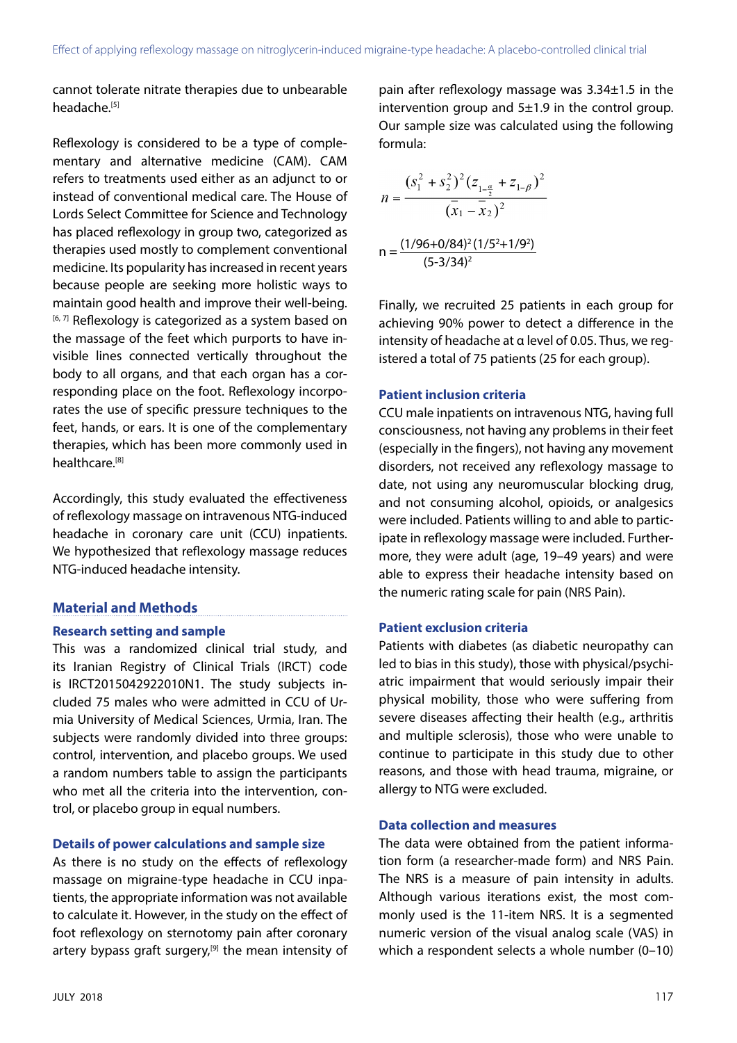cannot tolerate nitrate therapies due to unbearable headache.[5]

Reflexology is considered to be a type of complementary and alternative medicine (CAM). CAM refers to treatments used either as an adjunct to or instead of conventional medical care. The House of Lords Select Committee for Science and Technology has placed reflexology in group two, categorized as therapies used mostly to complement conventional medicine. Its popularity has increased in recent years because people are seeking more holistic ways to maintain good health and improve their well-being.[6, 7] Reflexology is categorized as a system based on the massage of the feet which purports to have invisible lines connected vertically throughout the body to all organs, and that each organ has a corresponding place on the foot. Reflexology incorporates the use of specific pressure techniques to the feet, hands, or ears. It is one of the complementary therapies, which has been more commonly used in healthcare.[8]

Accordingly, this study evaluated the effectiveness of reflexology massage on intravenous NTG-induced headache in coronary care unit (CCU) inpatients. We hypothesized that reflexology massage reduces NTG-induced headache intensity.

## Material and Methods

### Research setting and sample

This was a randomized clinical trial study, and its Iranian Registry of Clinical Trials (IRCT) code is IRCT2015042922010N1. The study subjects included 75 males who were admitted in CCU of Urmia University of Medical Sciences, Urmia, Iran. The subjects were randomly divided into three groups: control, intervention, and placebo groups. We used a random numbers table to assign the participants who met all the criteria into the intervention, control, or placebo group in equal numbers.

### Details of power calculations and sample size

As there is no study on the effects of reflexology massage on migraine-type headache in CCU inpatients, the appropriate information was not available to calculate it. However, in the study on the effect of foot reflexology on sternotomy pain after coronary artery bypass graft surgery,[9] the mean intensity of pain after reflexology massage was 3.34±1.5 in the intervention group and 5±1.9 in the control group. Our sample size was calculated using the following formula:

$$n = \frac{(s_1^2 + s_2^2)^2 (z_{1-\frac{\alpha}{2}} + z_{1-\beta})^2}{(\bar{x}_1 - \bar{x}_2)^2}$$

$$n = \frac{(1/96+0/84)^2 (1/5^2+1/9^2)}{(5-3/34)^2}$$

Finally, we recruited 25 patients in each group for achieving 90% power to detect a difference in the intensity of headache at α level of 0.05. Thus, we registered a total of 75 patients (25 for each group).

### Patient inclusion criteria

CCU male inpatients on intravenous NTG, having full consciousness, not having any problems in their feet (especially in the fingers), not having any movement disorders, not received any reflexology massage to date, not using any neuromuscular blocking drug, and not consuming alcohol, opioids, or analgesics were included. Patients willing to and able to participate in reflexology massage were included. Furthermore, they were adult (age, 19–49 years) and were able to express their headache intensity based on the numeric rating scale for pain (NRS Pain).

### Patient exclusion criteria

Patients with diabetes (as diabetic neuropathy can led to bias in this study), those with physical/psychiatric impairment that would seriously impair their physical mobility, those who were suffering from severe diseases affecting their health (e.g., arthritis and multiple sclerosis), those who were unable to continue to participate in this study due to other reasons, and those with head trauma, migraine, or allergy to NTG were excluded.

### Data collection and measures

The data were obtained from the patient information form (a researcher-made form) and NRS Pain. The NRS is a measure of pain intensity in adults. Although various iterations exist, the most commonly used is the 11-item NRS. It is a segmented numeric version of the visual analog scale (VAS) in which a respondent selects a whole number (0–10)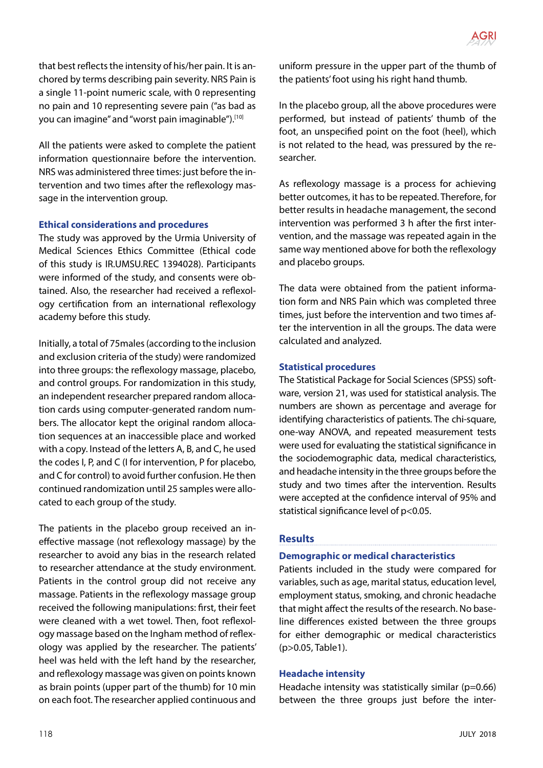that best reflects the intensity of his/her pain. It is anchored by terms describing pain severity. NRS Pain is a single 11-point numeric scale, with 0 representing no pain and 10 representing severe pain ("as bad as you can imagine" and "worst pain imaginable").[10]

All the patients were asked to complete the patient information questionnaire before the intervention. NRS was administered three times: just before the intervention and two times after the reflexology massage in the intervention group.

### Ethical considerations and procedures

The study was approved by the Urmia University of Medical Sciences Ethics Committee (Ethical code of this study is IR.UMSU.REC 1394028). Participants were informed of the study, and consents were obtained. Also, the researcher had received a reflexology certification from an international reflexology academy before this study.

Initially, a total of 75males (according to the inclusion and exclusion criteria of the study) were randomized into three groups: the reflexology massage, placebo, and control groups. For randomization in this study, an independent researcher prepared random allocation cards using computer-generated random numbers. The allocator kept the original random allocation sequences at an inaccessible place and worked with a copy. Instead of the letters A, B, and C, he used the codes I, P, and C (I for intervention, P for placebo, and C for control) to avoid further confusion. He then continued randomization until 25 samples were allocated to each group of the study.

The patients in the placebo group received an ineffective massage (not reflexology massage) by the researcher to avoid any bias in the research related to researcher attendance at the study environment. Patients in the control group did not receive any massage. Patients in the reflexology massage group received the following manipulations: first, their feet were cleaned with a wet towel. Then, foot reflexology massage based on the Ingham method of reflexology was applied by the researcher. The patients' heel was held with the left hand by the researcher, and reflexology massage was given on points known as brain points (upper part of the thumb) for 10 min on each foot. The researcher applied continuous and uniform pressure in the upper part of the thumb of the patients' foot using his right hand thumb.

In the placebo group, all the above procedures were performed, but instead of patients' thumb of the foot, an unspecified point on the foot (heel), which is not related to the head, was pressured by the researcher.

As reflexology massage is a process for achieving better outcomes, it has to be repeated. Therefore, for better results in headache management, the second intervention was performed 3 h after the first intervention, and the massage was repeated again in the same way mentioned above for both the reflexology and placebo groups.

The data were obtained from the patient information form and NRS Pain which was completed three times, just before the intervention and two times after the intervention in all the groups. The data were calculated and analyzed.

### Statistical procedures

The Statistical Package for Social Sciences (SPSS) software, version 21, was used for statistical analysis. The numbers are shown as percentage and average for identifying characteristics of patients. The chi-square, one-way ANOVA, and repeated measurement tests were used for evaluating the statistical significance in the sociodemographic data, medical characteristics, and headache intensity in the three groups before the study and two times after the intervention. Results were accepted at the confidence interval of 95% and statistical significance level of $p<0.05$.

## Results

### Demographic or medical characteristics

Patients included in the study were compared for variables, such as age, marital status, education level, employment status, smoking, and chronic headache that might affect the results of the research. No baseline differences existed between the three groups for either demographic or medical characteristics ($p>0.05$, Table1).

### Headache intensity

Headache intensity was statistically similar ($p=0.66$) between the three groups just before the inter-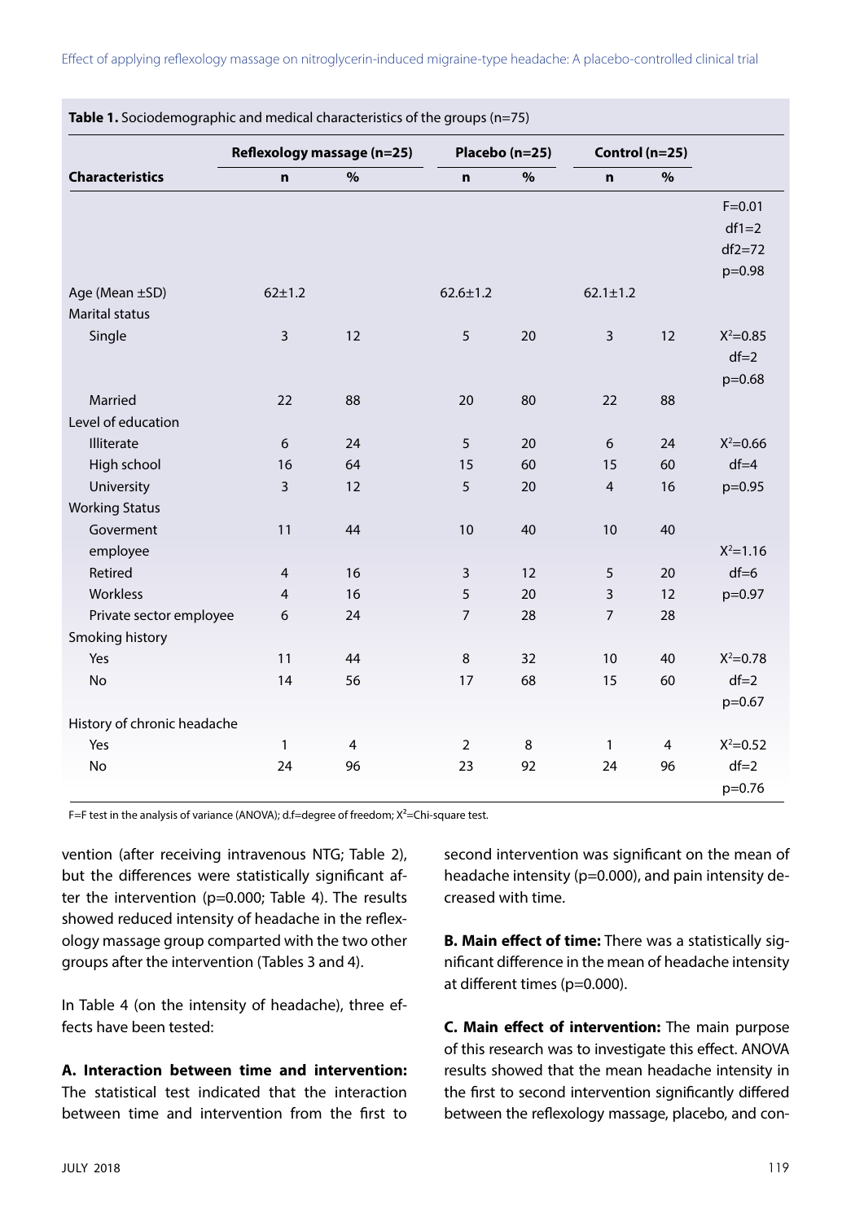**Table 1.** Sociodemographic and medical characteristics of the groups (n=75)

| Characteristics | Reflexology massage (n=25) | | Placebo (n=25) | | Control (n=25) | | |
|---|---|---|---|---|---|---|---|
| | n | % | n | % | n | % | |
| Age (Mean ±SD) | 62±1.2 | | 62.6±1.2 | | 62.1±1.2 | | F=0.01 df1=2 df2=72 p=0.98 |
| Marital status | | | | | | | |
| Single | 3 | 12 | 5 | 20 | 3 | 12 | $X^2$=0.85 df=2 p=0.68 |
| Married | 22 | 88 | 20 | 80 | 22 | 88 | |
| Level of education | | | | | | | |
| Illiterate | 6 | 24 | 5 | 20 | 6 | 24 | $X^2$=0.66 |
| High school | 16 | 64 | 15 | 60 | 15 | 60 | df=4 |
| University | 3 | 12 | 5 | 20 | 4 | 16 | p=0.95 |
| Working Status | | | | | | | |
| Goverment employee | 11 | 44 | 10 | 40 | 10 | 40 | $X^2$=1.16 |
| Retired | 4 | 16 | 3 | 12 | 5 | 20 | df=6 |
| Workless | 4 | 16 | 5 | 20 | 3 | 12 | p=0.97 |
| Private sector employee | 6 | 24 | 7 | 28 | 7 | 28 | |
| Smoking history | | | | | | | |
| Yes | 11 | 44 | 8 | 32 | 10 | 40 | $X^2$=0.78 |
| No | 14 | 56 | 17 | 68 | 15 | 60 | df=2 p=0.67 |
| History of chronic headache | | | | | | | |
| Yes | 1 | 4 | 2 | 8 | 1 | 4 | $X^2$=0.52 |
| No | 24 | 96 | 23 | 92 | 24 | 96 | df=2 p=0.76 |

F=F test in the analysis of variance (ANOVA); d.f=degree of freedom; $X^2$=Chi-square test.

vention (after receiving intravenous NTG; Table 2), but the differences were statistically significant after the intervention (p=0.000; Table 4). The results showed reduced intensity of headache in the reflexology massage group comparted with the two other groups after the intervention (Tables 3 and 4).

In Table 4 (on the intensity of headache), three effects have been tested:

**A. Interaction between time and intervention:** The statistical test indicated that the interaction between time and intervention from the first to second intervention was significant on the mean of headache intensity (p=0.000), and pain intensity decreased with time.

**B. Main effect of time:** There was a statistically significant difference in the mean of headache intensity at different times (p=0.000).

**C. Main effect of intervention:** The main purpose of this research was to investigate this effect. ANOVA results showed that the mean headache intensity in the first to second intervention significantly differed between the reflexology massage, placebo, and con-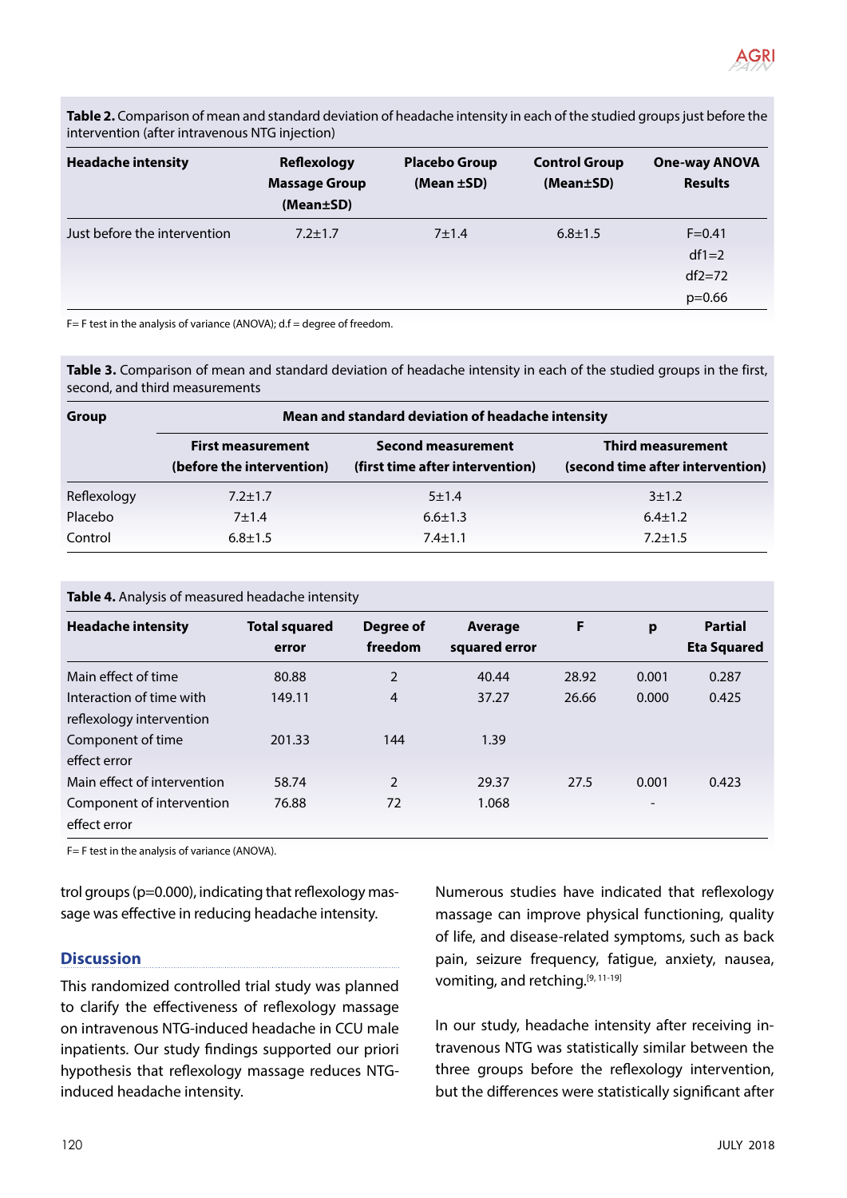**Table 2.** Comparison of mean and standard deviation of headache intensity in each of the studied groups just before the intervention (after intravenous NTG injection)

| Headache intensity | Reflexology Massage Group (Mean±SD) | Placebo Group (Mean ±SD) | Control Group (Mean±SD) | One-way ANOVA Results |
|---|---|---|---|---|
| Just before the intervention | 7.2±1.7 | 7±1.4 | 6.8±1.5 | F=0.41 df1=2 df2=72 p=0.66 |

F= F test in the analysis of variance (ANOVA); d.f = degree of freedom.

**Table 3.** Comparison of mean and standard deviation of headache intensity in each of the studied groups in the first, second, and third measurements

| Group | Mean and standard deviation of headache intensity | | |
|---|---|---|---|
| | First measurement (before the intervention) | Second measurement (first time after intervention) | Third measurement (second time after intervention) |
| Reflexology | 7.2±1.7 | 5±1.4 | 3±1.2 |
| Placebo | 7±1.4 | 6.6±1.3 | 6.4±1.2 |
| Control | 6.8±1.5 | 7.4±1.1 | 7.2±1.5 |

**Table 4.** Analysis of measured headache intensity

| Headache intensity | Total squared error | Degree of freedom | Average squared error | F | p | Partial Eta Squared |
|---|---|---|---|---|---|---|
| Main effect of time | 80.88 | 2 | 40.44 | 28.92 | 0.001 | 0.287 |
| Interaction of time with reflexology intervention | 149.11 | 4 | 37.27 | 26.66 | 0.000 | 0.425 |
| Component of time effect error | 201.33 | 144 | 1.39 | | | |
| Main effect of intervention | 58.74 | 2 | 29.37 | 27.5 | 0.001 | 0.423 |
| Component of intervention effect error | 76.88 | 72 | 1.068 | | - | |

F= F test in the analysis of variance (ANOVA).

trol groups (p=0.000), indicating that reflexology massage was effective in reducing headache intensity.

## Discussion

This randomized controlled trial study was planned to clarify the effectiveness of reflexology massage on intravenous NTG-induced headache in CCU male inpatients. Our study findings supported our priori hypothesis that reflexology massage reduces NTG-induced headache intensity.

Numerous studies have indicated that reflexology massage can improve physical functioning, quality of life, and disease-related symptoms, such as back pain, seizure frequency, fatigue, anxiety, nausea, vomiting, and retching.[9, 11-19]

In our study, headache intensity after receiving intravenous NTG was statistically similar between the three groups before the reflexology intervention, but the differences were statistically significant after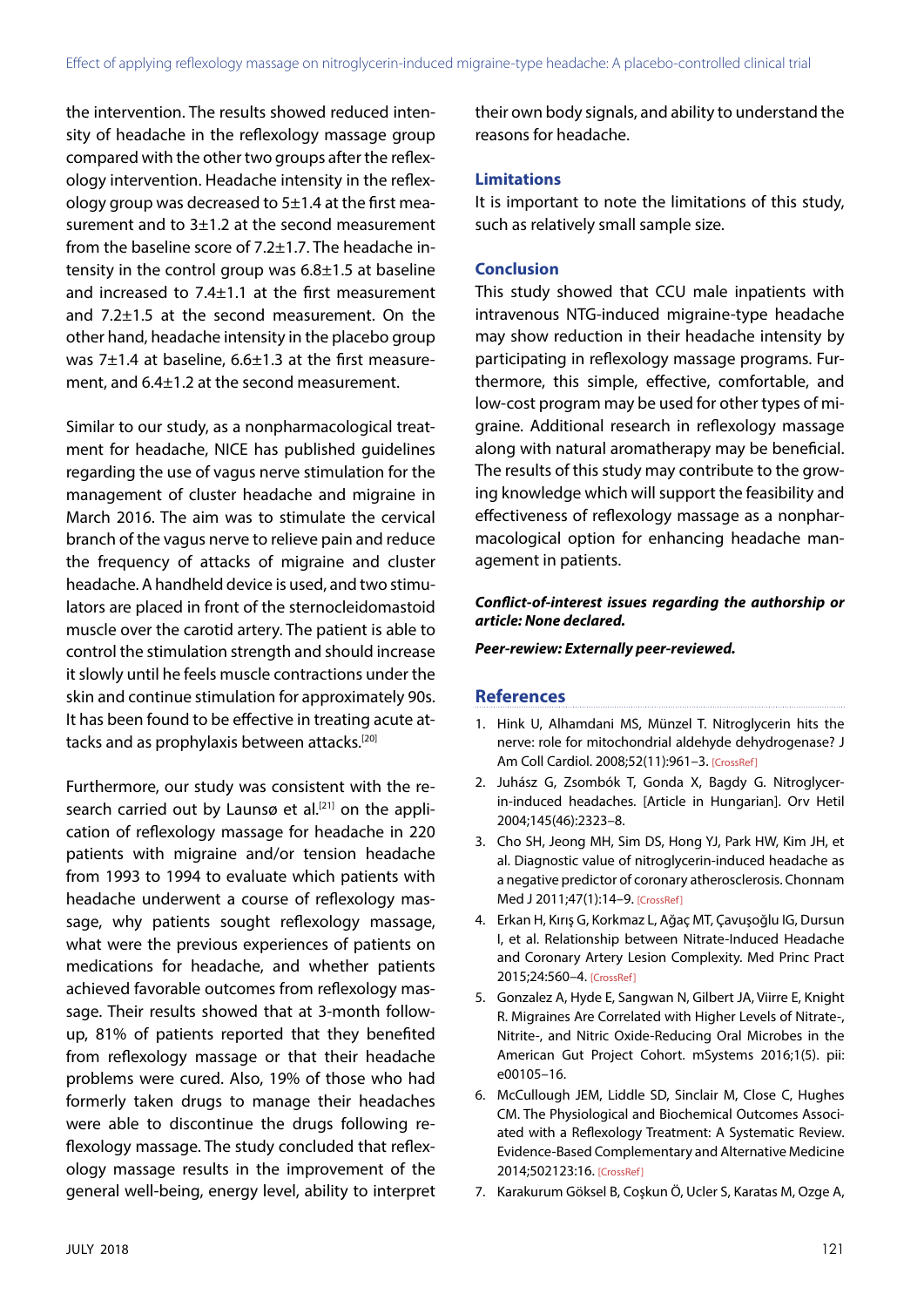the intervention. The results showed reduced intensity of headache in the reflexology massage group compared with the other two groups after the reflexology intervention. Headache intensity in the reflexology group was decreased to 5±1.4 at the first measurement and to 3±1.2 at the second measurement from the baseline score of 7.2±1.7. The headache intensity in the control group was 6.8±1.5 at baseline and increased to 7.4±1.1 at the first measurement and 7.2±1.5 at the second measurement. On the other hand, headache intensity in the placebo group was 7±1.4 at baseline, 6.6±1.3 at the first measurement, and 6.4±1.2 at the second measurement.

Similar to our study, as a nonpharmacological treatment for headache, NICE has published guidelines regarding the use of vagus nerve stimulation for the management of cluster headache and migraine in March 2016. The aim was to stimulate the cervical branch of the vagus nerve to relieve pain and reduce the frequency of attacks of migraine and cluster headache. A handheld device is used, and two stimulators are placed in front of the sternocleidomastoid muscle over the carotid artery. The patient is able to control the stimulation strength and should increase it slowly until he feels muscle contractions under the skin and continue stimulation for approximately 90s. It has been found to be effective in treating acute attacks and as prophylaxis between attacks.[20]

Furthermore, our study was consistent with the research carried out by Launsø et al.[21] on the application of reflexology massage for headache in 220 patients with migraine and/or tension headache from 1993 to 1994 to evaluate which patients with headache underwent a course of reflexology massage, why patients sought reflexology massage, what were the previous experiences of patients on medications for headache, and whether patients achieved favorable outcomes from reflexology massage. Their results showed that at 3-month follow-up, 81% of patients reported that they benefited from reflexology massage or that their headache problems were cured. Also, 19% of those who had formerly taken drugs to manage their headaches were able to discontinue the drugs following reflexology massage. The study concluded that reflexology massage results in the improvement of the general well-being, energy level, ability to interpret their own body signals, and ability to understand the reasons for headache.

## Limitations

It is important to note the limitations of this study, such as relatively small sample size.

## Conclusion

This study showed that CCU male inpatients with intravenous NTG-induced migraine-type headache may show reduction in their headache intensity by participating in reflexology massage programs. Furthermore, this simple, effective, comfortable, and low-cost program may be used for other types of migraine. Additional research in reflexology massage along with natural aromatherapy may be beneficial. The results of this study may contribute to the growing knowledge which will support the feasibility and effectiveness of reflexology massage as a nonpharmacological option for enhancing headache management in patients.

***Conflict-of-interest issues regarding the authorship or article: None declared.***

***Peer-rewiew: Externally peer-reviewed.***

## References

1. Hink U, Alhamdani MS, Münzel T. Nitroglycerin hits the nerve: role for mitochondrial aldehyde dehydrogenase? J Am Coll Cardiol. 2008;52(11):961–3. [CrossRef]
2. Juhász G, Zsombók T, Gonda X, Bagdy G. Nitroglycerin-induced headaches. [Article in Hungarian]. Orv Hetil 2004;145(46):2323–8.
3. Cho SH, Jeong MH, Sim DS, Hong YJ, Park HW, Kim JH, et al. Diagnostic value of nitroglycerin-induced headache as a negative predictor of coronary atherosclerosis. Chonnam Med J 2011;47(1):14–9. [CrossRef]
4. Erkan H, Kırış G, Korkmaz L, Ağaç MT, Çavuşoğlu IG, Dursun I, et al. Relationship between Nitrate-Induced Headache and Coronary Artery Lesion Complexity. Med Princ Pract 2015;24:560–4. [CrossRef]
5. Gonzalez A, Hyde E, Sangwan N, Gilbert JA, Viirre E, Knight R. Migraines Are Correlated with Higher Levels of Nitrate-, Nitrite-, and Nitric Oxide-Reducing Oral Microbes in the American Gut Project Cohort. mSystems 2016;1(5). pii: e00105–16.
6. McCullough JEM, Liddle SD, Sinclair M, Close C, Hughes CM. The Physiological and Biochemical Outcomes Associated with a Reflexology Treatment: A Systematic Review. Evidence-Based Complementary and Alternative Medicine 2014;502123:16. [CrossRef]
7. Karakurum Göksel B, Coşkun Ö, Ucler S, Karatas M, Ozge A,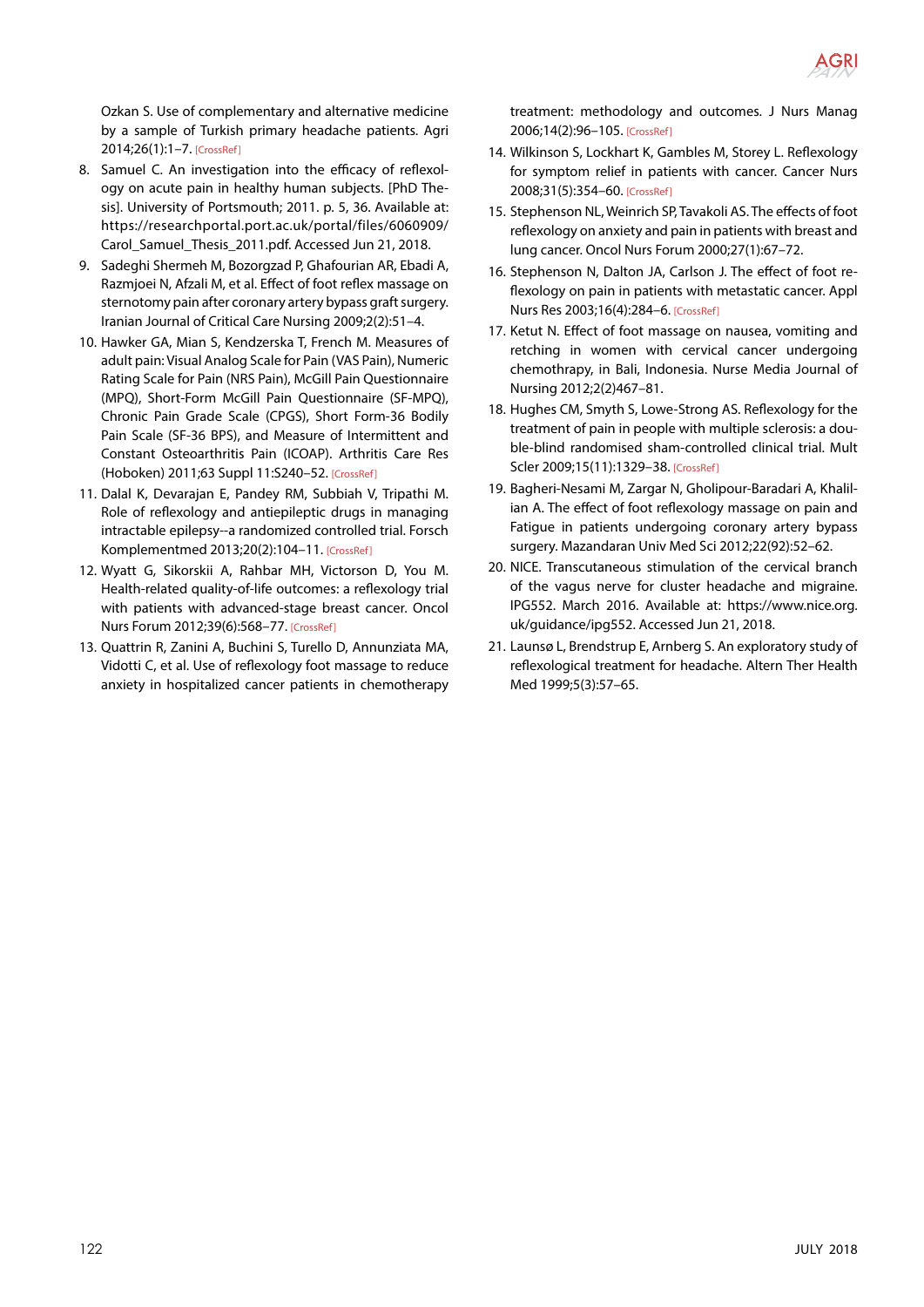Ozkan S. Use of complementary and alternative medicine by a sample of Turkish primary headache patients. Agri 2014;26(1):1–7. [CrossRef]

8. Samuel C. An investigation into the efficacy of reflexology on acute pain in healthy human subjects. [PhD Thesis]. University of Portsmouth; 2011. p. 5, 36. Available at: https://researchportal.port.ac.uk/portal/files/6060909/Carol_Samuel_Thesis_2011.pdf. Accessed Jun 21, 2018.
9. Sadeghi Shermeh M, Bozorgzad P, Ghafourian AR, Ebadi A, Razmjoei N, Afzali M, et al. Effect of foot reflex massage on sternotomy pain after coronary artery bypass graft surgery. Iranian Journal of Critical Care Nursing 2009;2(2):51–4.
10. Hawker GA, Mian S, Kendzerska T, French M. Measures of adult pain: Visual Analog Scale for Pain (VAS Pain), Numeric Rating Scale for Pain (NRS Pain), McGill Pain Questionnaire (MPQ), Short-Form McGill Pain Questionnaire (SF-MPQ), Chronic Pain Grade Scale (CPGS), Short Form-36 Bodily Pain Scale (SF-36 BPS), and Measure of Intermittent and Constant Osteoarthritis Pain (ICOAP). Arthritis Care Res (Hoboken) 2011;63 Suppl 11:S240–52. [CrossRef]
11. Dalal K, Devarajan E, Pandey RM, Subbiah V, Tripathi M. Role of reflexology and antiepileptic drugs in managing intractable epilepsy--a randomized controlled trial. Forsch Komplementmed 2013;20(2):104–11. [CrossRef]
12. Wyatt G, Sikorskii A, Rahbar MH, Victorson D, You M. Health-related quality-of-life outcomes: a reflexology trial with patients with advanced-stage breast cancer. Oncol Nurs Forum 2012;39(6):568–77. [CrossRef]
13. Quattrin R, Zanini A, Buchini S, Turello D, Annunziata MA, Vidotti C, et al. Use of reflexology foot massage to reduce anxiety in hospitalized cancer patients in chemotherapy treatment: methodology and outcomes. J Nurs Manag 2006;14(2):96–105. [CrossRef]
14. Wilkinson S, Lockhart K, Gambles M, Storey L. Reflexology for symptom relief in patients with cancer. Cancer Nurs 2008;31(5):354–60. [CrossRef]
15. Stephenson NL, Weinrich SP, Tavakoli AS. The effects of foot reflexology on anxiety and pain in patients with breast and lung cancer. Oncol Nurs Forum 2000;27(1):67–72.
16. Stephenson N, Dalton JA, Carlson J. The effect of foot reflexology on pain in patients with metastatic cancer. Appl Nurs Res 2003;16(4):284–6. [CrossRef]
17. Ketut N. Effect of foot massage on nausea, vomiting and retching in women with cervical cancer undergoing chemothrapy, in Bali, Indonesia. Nurse Media Journal of Nursing 2012;2(2)467–81.
18. Hughes CM, Smyth S, Lowe-Strong AS. Reflexology for the treatment of pain in people with multiple sclerosis: a double-blind randomised sham-controlled clinical trial. Mult Scler 2009;15(11):1329–38. [CrossRef]
19. Bagheri-Nesami M, Zargar N, Gholipour-Baradari A, Khalilian A. The effect of foot reflexology massage on pain and Fatigue in patients undergoing coronary artery bypass surgery. Mazandaran Univ Med Sci 2012;22(92):52–62.
20. NICE. Transcutaneous stimulation of the cervical branch of the vagus nerve for cluster headache and migraine. IPG552. March 2016. Available at: https://www.nice.org.uk/guidance/ipg552. Accessed Jun 21, 2018.
21. Launsø L, Brendstrup E, Arnberg S. An exploratory study of reflexological treatment for headache. Altern Ther Health Med 1999;5(3):57–65.